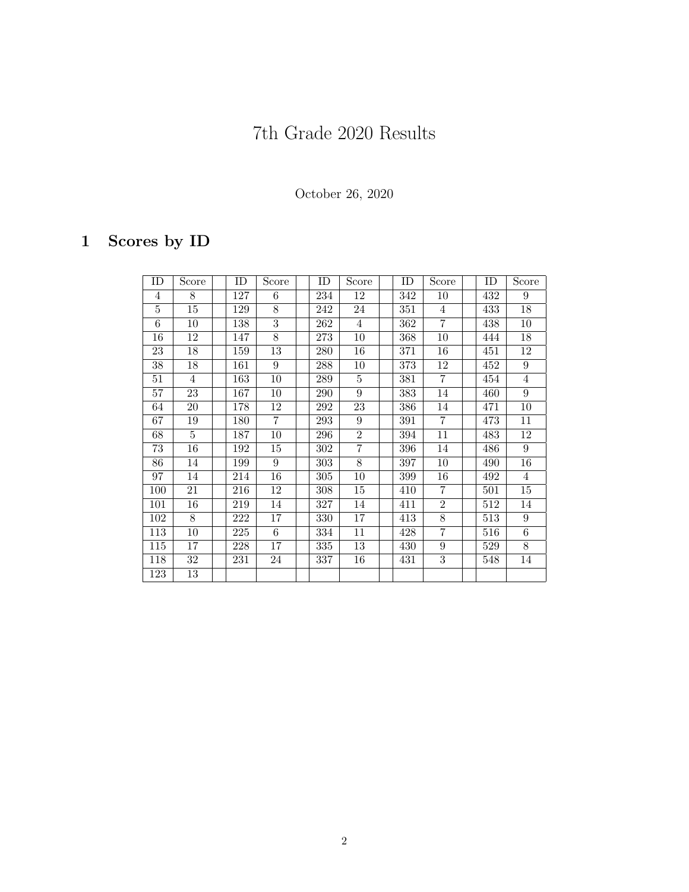# 7th Grade 2020 Results

October 26, 2020

## 1 Scores by ID

| ID | Score | | ID | Score | | ID | Score | | ID | Score | | ID | Score |
|---|---|---|---|---|---|---|---|---|---|---|---|---|---|
| 4 | 8 | | 127 | 6 | | 234 | 12 | | 342 | 10 | | 432 | 9 |
| 5 | 15 | | 129 | 8 | | 242 | 24 | | 351 | 4 | | 433 | 18 |
| 6 | 10 | | 138 | 3 | | 262 | 4 | | 362 | 7 | | 438 | 10 |
| 16 | 12 | | 147 | 8 | | 273 | 10 | | 368 | 10 | | 444 | 18 |
| 23 | 18 | | 159 | 13 | | 280 | 16 | | 371 | 16 | | 451 | 12 |
| 38 | 18 | | 161 | 9 | | 288 | 10 | | 373 | 12 | | 452 | 9 |
| 51 | 4 | | 163 | 10 | | 289 | 5 | | 381 | 7 | | 454 | 4 |
| 57 | 23 | | 167 | 10 | | 290 | 9 | | 383 | 14 | | 460 | 9 |
| 64 | 20 | | 178 | 12 | | 292 | 23 | | 386 | 14 | | 471 | 10 |
| 67 | 19 | | 180 | 7 | | 293 | 9 | | 391 | 7 | | 473 | 11 |
| 68 | 5 | | 187 | 10 | | 296 | 2 | | 394 | 11 | | 483 | 12 |
| 73 | 16 | | 192 | 15 | | 302 | 7 | | 396 | 14 | | 486 | 9 |
| 86 | 14 | | 199 | 9 | | 303 | 8 | | 397 | 10 | | 490 | 16 |
| 97 | 14 | | 214 | 16 | | 305 | 10 | | 399 | 16 | | 492 | 4 |
| 100 | 21 | | 216 | 12 | | 308 | 15 | | 410 | 7 | | 501 | 15 |
| 101 | 16 | | 219 | 14 | | 327 | 14 | | 411 | 2 | | 512 | 14 |
| 102 | 8 | | 222 | 17 | | 330 | 17 | | 413 | 8 | | 513 | 9 |
| 113 | 10 | | 225 | 6 | | 334 | 11 | | 428 | 7 | | 516 | 6 |
| 115 | 17 | | 228 | 17 | | 335 | 13 | | 430 | 9 | | 529 | 8 |
| 118 | 32 | | 231 | 24 | | 337 | 16 | | 431 | 3 | | 548 | 14 |
| 123 | 13 | | | | | | | | | | | | |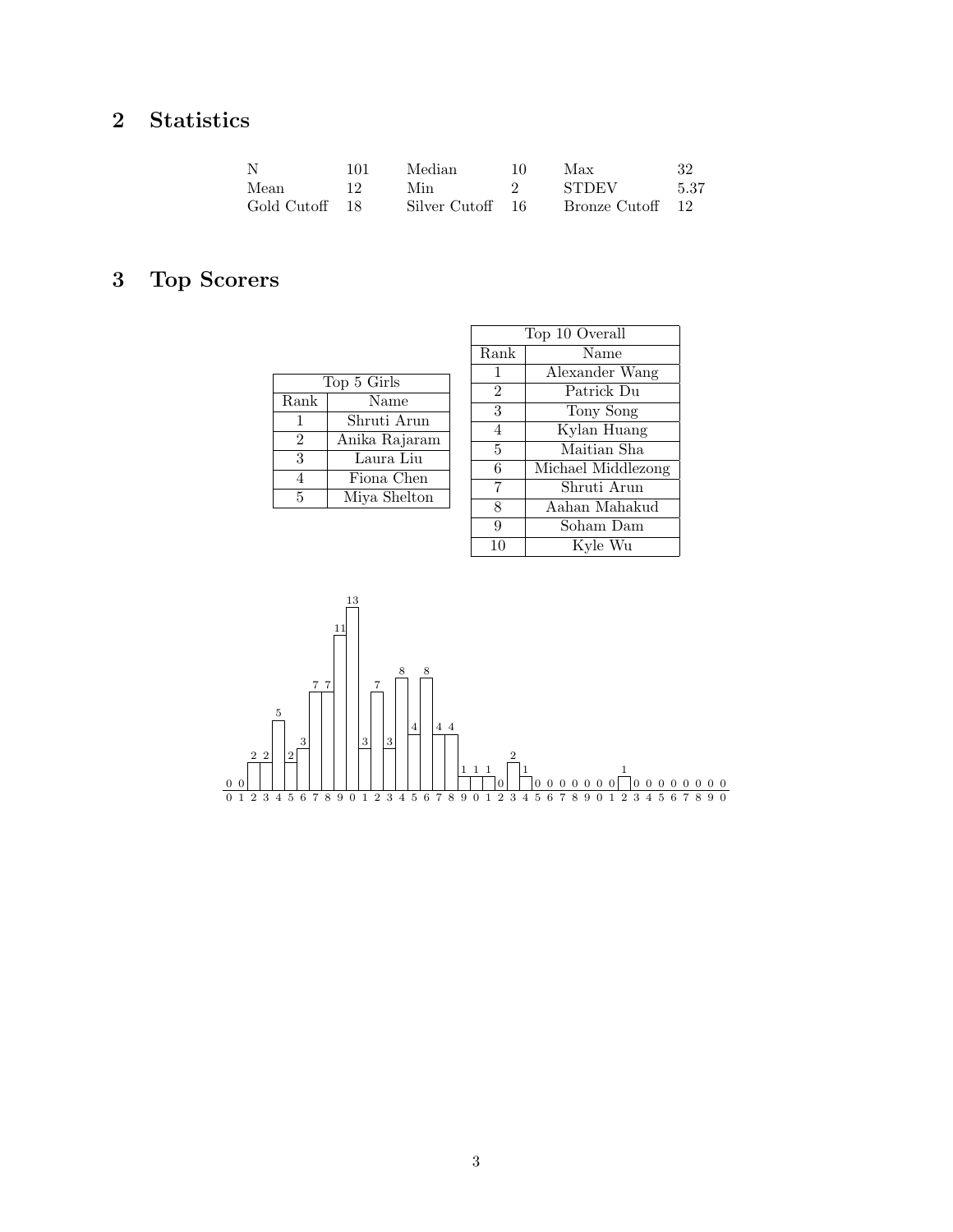## 2 Statistics

| | | | | | |
|---|---|---|---|---|---|
| N | 101 | Median | 10 | Max | 32 |
| Mean | 12 | Min | 2 | STDEV | 5.37 |
| Gold Cutoff | 18 | Silver Cutoff | 16 | Bronze Cutoff | 12 |

## 3 Top Scorers

| Top 5 Girls | |
|---|---|
| Rank | Name |
| 1 | Shruti Arun |
| 2 | Anika Rajaram |
| 3 | Laura Liu |
| 4 | Fiona Chen |
| 5 | Miya Shelton |

| Top 10 Overall | |
|---|---|
| Rank | Name |
| 1 | Alexander Wang |
| 2 | Patrick Du |
| 3 | Tony Song |
| 4 | Kylan Huang |
| 5 | Maitian Sha |
| 6 | Michael Middlezong |
| 7 | Shruti Arun |
| 8 | Aahan Mahakud |
| 9 | Soham Dam |
| 10 | Kyle Wu |

0 0 2 2 5 2 3 7 7 11 13 3 7 3 8 4 8 4 4 1 1 1 0 2 1 0 0 0 0 0 0 0 1 0 0 0 0 0 0 0 0

0 1 2 3 4 5 6 7 8 9 0 1 2 3 4 5 6 7 8 9 0 1 2 3 4 5 6 7 8 9 0 1 2 3 4 5 6 7 8 9 0